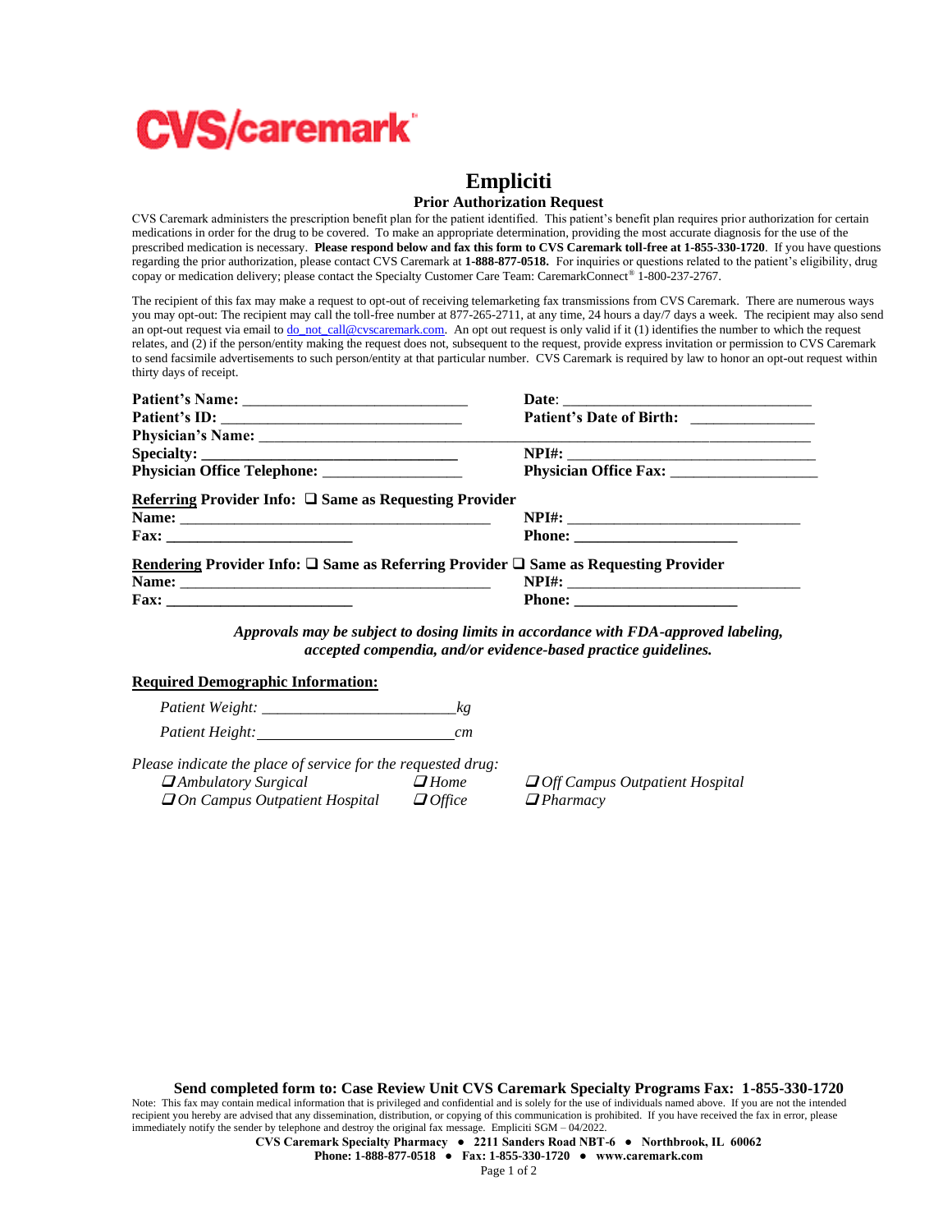CVS/caremark

# Empliciti

## Prior Authorization Request

CVS Caremark administers the prescription benefit plan for the patient identified. This patient's benefit plan requires prior authorization for certain medications in order for the drug to be covered. To make an appropriate determination, providing the most accurate diagnosis for the use of the prescribed medication is necessary. **Please respond below and fax this form to CVS Caremark toll-free at 1-855-330-1720**. If you have questions regarding the prior authorization, please contact CVS Caremark at **1-888-877-0518.** For inquiries or questions related to the patient's eligibility, drug copay or medication delivery; please contact the Specialty Customer Care Team: CaremarkConnect® 1-800-237-2767.

The recipient of this fax may make a request to opt-out of receiving telemarketing fax transmissions from CVS Caremark. There are numerous ways you may opt-out: The recipient may call the toll-free number at 877-265-2711, at any time, 24 hours a day/7 days a week. The recipient may also send an opt-out request via email to do_not_call@cvscaremark.com. An opt out request is only valid if it (1) identifies the number to which the request relates, and (2) if the person/entity making the request does not, subsequent to the request, provide express invitation or permission to CVS Caremark to send facsimile advertisements to such person/entity at that particular number. CVS Caremark is required by law to honor an opt-out request within thirty days of receipt.

**Patient's Name:** ____________________________ **Date:** ________________________________

**Patient's ID:** ______________________________ **Patient's Date of Birth:** _______________

**Physician's Name:** ____________________________________________________________________

**Specialty:** ________________________________ **NPI#:** ________________________________

**Physician Office Telephone:** _________________ **Physician Office Fax:** __________________

**Referring Provider Info:** ❑ **Same as Requesting Provider**

**Name:** ________________________________________ **NPI#:** _____________________________

**Fax:** ________________________ **Phone:** ____________________

**Rendering Provider Info:** ❑ **Same as Referring Provider** ❑ **Same as Requesting Provider**

**Name:** ________________________________________ **NPI#:** _____________________________

**Fax:** ________________________ **Phone:** ____________________

***Approvals may be subject to dosing limits in accordance with FDA-approved labeling, accepted compendia, and/or evidence-based practice guidelines.***

**Required Demographic Information:**

*Patient Weight:* ________________________*kg*

*Patient Height:* ________________________*cm*

*Please indicate the place of service for the requested drug:*

- ❑ *Ambulatory Surgical*
- ❑ *Home*
- ❑ *Off Campus Outpatient Hospital*
- ❑ *On Campus Outpatient Hospital*
- ❑ *Office*
- ❑ *Pharmacy*

**Send completed form to: Case Review Unit CVS Caremark Specialty Programs Fax: 1-855-330-1720**

Note: This fax may contain medical information that is privileged and confidential and is solely for the use of individuals named above. If you are not the intended recipient you hereby are advised that any dissemination, distribution, or copying of this communication is prohibited. If you have received the fax in error, please immediately notify the sender by telephone and destroy the original fax message. Empliciti SGM – 04/2022.

**CVS Caremark Specialty Pharmacy • 2211 Sanders Road NBT-6 • Northbrook, IL 60062**

**Phone: 1-888-877-0518 • Fax: 1-855-330-1720 • www.caremark.com**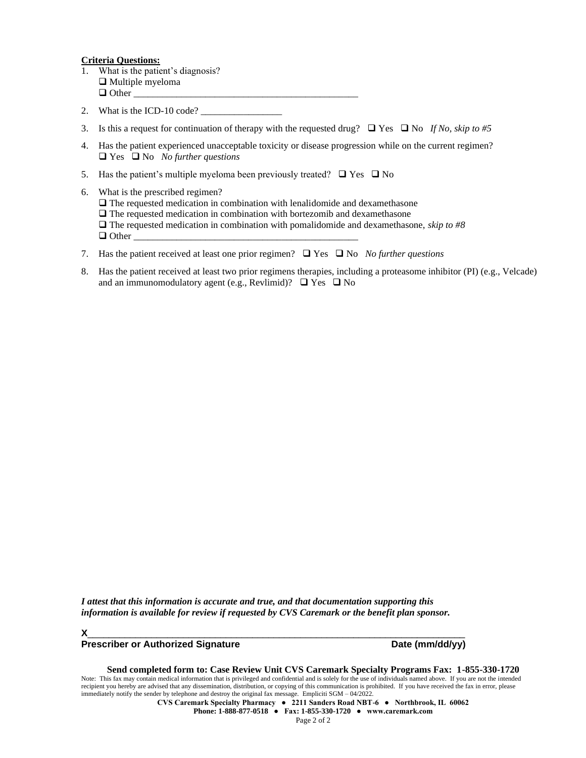**Criteria Questions:**

1. What is the patient's diagnosis?
   ❑ Multiple myeloma
   ❑ Other ________________________________________________
2. What is the ICD-10 code? _________________
3. Is this a request for continuation of therapy with the requested drug? ❑ Yes ❑ No *If No, skip to #5*
4. Has the patient experienced unacceptable toxicity or disease progression while on the current regimen?
   ❑ Yes ❑ No *No further questions*
5. Has the patient's multiple myeloma been previously treated? ❑ Yes ❑ No
6. What is the prescribed regimen?
   ❑ The requested medication in combination with lenalidomide and dexamethasone
   ❑ The requested medication in combination with bortezomib and dexamethasone
   ❑ The requested medication in combination with pomalidomide and dexamethasone, *skip to #8*
   ❑ Other ________________________________________________
7. Has the patient received at least one prior regimen? ❑ Yes ❑ No *No further questions*
8. Has the patient received at least two prior regimens therapies, including a proteasome inhibitor (PI) (e.g., Velcade) and an immunomodulatory agent (e.g., Revlimid)? ❑ Yes ❑ No

***I attest that this information is accurate and true, and that documentation supporting this information is available for review if requested by CVS Caremark or the benefit plan sponsor.***

**X**_______________________________________________________________________________

**Prescriber or Authorized Signature** **Date (mm/dd/yy)**

**Send completed form to: Case Review Unit CVS Caremark Specialty Programs Fax: 1-855-330-1720**

Note: This fax may contain medical information that is privileged and confidential and is solely for the use of individuals named above. If you are not the intended recipient you hereby are advised that any dissemination, distribution, or copying of this communication is prohibited. If you have received the fax in error, please immediately notify the sender by telephone and destroy the original fax message. Empliciti SGM – 04/2022.

**CVS Caremark Specialty Pharmacy ● 2211 Sanders Road NBT-6 ● Northbrook, IL 60062**

**Phone: 1-888-877-0518 ● Fax: 1-855-330-1720 ● www.caremark.com**